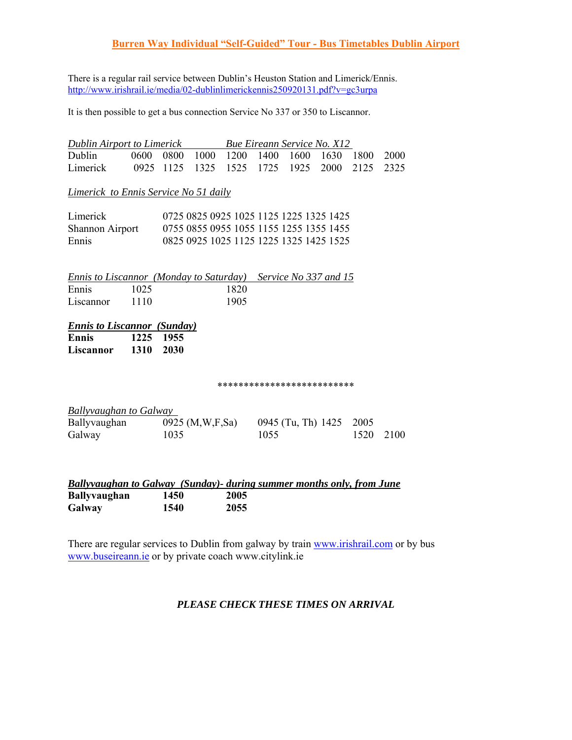# Burren Way Individual "Self-Guided" Tour - Bus Timetables Dublin Airport

There is a regular rail service between Dublin's Heuston Station and Limerick/Ennis.
http://www.irishrail.ie/media/02-dublinlimerickennis250920131.pdf?v=gc3urpa

It is then possible to get a bus connection Service No 337 or 350 to Liscannor.

*Dublin Airport to Limerick* *Bue Eireann Service No. X12*

| Dublin | 0600 | 0800 | 1000 | 1200 | 1400 | 1600 | 1630 | 1800 | 2000 |
|---|---|---|---|---|---|---|---|---|---|
| Limerick | 0925 | 1125 | 1325 | 1525 | 1725 | 1925 | 2000 | 2125 | 2325 |

*Limerick to Ennis Service No 51 daily*

| Limerick | 0725 | 0825 | 0925 | 1025 | 1125 | 1225 | 1325 | 1425 |
|---|---|---|---|---|---|---|---|---|
| Shannon Airport | 0755 | 0855 | 0955 | 1055 | 1155 | 1255 | 1355 | 1455 |
| Ennis | 0825 | 0925 | 1025 | 1125 | 1225 | 1325 | 1425 | 1525 |

*Ennis to Liscannor (Monday to Saturday)* *Service No 337 and 15*

| Ennis | 1025 | 1820 |
|---|---|---|
| Liscannor | 1110 | 1905 |

***Ennis to Liscannor (Sunday)***

| **Ennis** | **1225** | **1955** |
|---|---|---|
| **Liscannor** | **1310** | **2030** |

*************************

*Ballyvaughan to Galway*

| Ballyvaughan | 0925 (M,W,F,Sa) | 0945 (Tu, Th) | 1425 | 2005 |
|---|---|---|---|---|
| Galway | 1035 | 1055 | 1520 | 2100 |

***Ballyvaughan to Galway (Sunday)- during summer months only, from June***

| **Ballyvaughan** | **1450** | **2005** |
|---|---|---|
| **Galway** | **1540** | **2055** |

There are regular services to Dublin from galway by train www.irishrail.com or by bus www.buseireann.ie or by private coach www.citylink.ie

***PLEASE CHECK THESE TIMES ON ARRIVAL***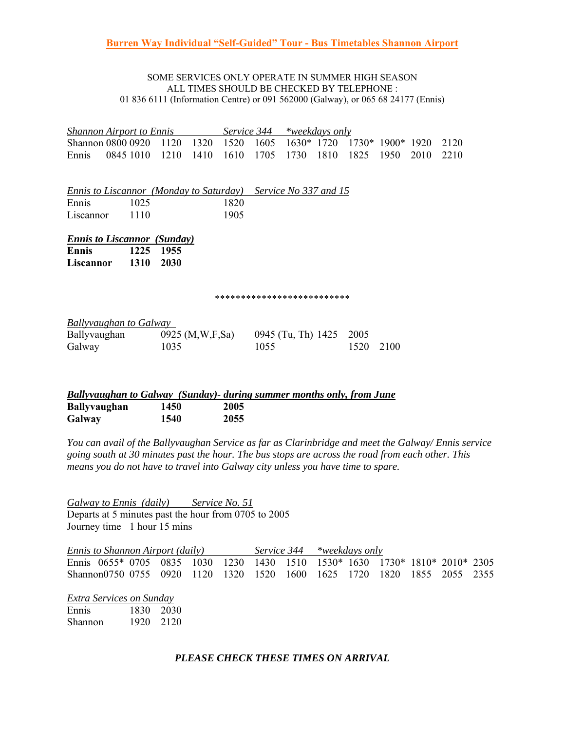## Burren Way Individual "Self-Guided" Tour - Bus Timetables Shannon Airport

SOME SERVICES ONLY OPERATE IN SUMMER HIGH SEASON
ALL TIMES SHOULD BE CHECKED BY TELEPHONE :
01 836 6111 (Information Centre) or 091 562000 (Galway), or 065 68 24177 (Ennis)

*Shannon Airport to Ennis* *Service 344* *\*weekdays only*

| Shannon | 0800 | 0920 | 1120 | 1320 | 1520 | 1605 | 1630* | 1720 | 1730* | 1900* | 1920 | 2120 |
|---|---|---|---|---|---|---|---|---|---|---|---|---|
| Ennis | 0845 | 1010 | 1210 | 1410 | 1610 | 1705 | 1730 | 1810 | 1825 | 1950 | 2010 | 2210 |

*Ennis to Liscannor (Monday to Saturday)* *Service No 337 and 15*

| Ennis | 1025 | 1820 |
|---|---|---|
| Liscannor | 1110 | 1905 |

***Ennis to Liscannor (Sunday)***

| **Ennis** | **1225** | **1955** |
|---|---|---|
| **Liscannor** | **1310** | **2030** |

\*************************

*Ballyvaughan to Galway*

| Ballyvaughan | 0925 (M,W,F,Sa) | 0945 (Tu, Th) | 1425 | 2005 |
|---|---|---|---|---|
| Galway | 1035 | 1055 | 1520 | 2100 |

***Ballyvaughan to Galway (Sunday)- during summer months only, from June***

| **Ballyvaughan** | **1450** | **2005** |
|---|---|---|
| **Galway** | **1540** | **2055** |

*You can avail of the Ballyvaughan Service as far as Clarinbridge and meet the Galway/ Ennis service going south at 30 minutes past the hour. The bus stops are across the road from each other. This means you do not have to travel into Galway city unless you have time to spare.*

*Galway to Ennis (daily)* *Service No. 51*
Departs at 5 minutes past the hour from 0705 to 2005
Journey time 1 hour 15 mins

*Ennis to Shannon Airport (daily)* *Service 344* *\*weekdays only*

| Ennis | 0655* | 0705 | 0835 | 1030 | 1230 | 1430 | 1510 | 1530* | 1630 | 1730* | 1810* | 2010* | 2305 |
|---|---|---|---|---|---|---|---|---|---|---|---|---|---|
| Shannon | 0750 | 0755 | 0920 | 1120 | 1320 | 1520 | 1600 | 1625 | 1720 | 1820 | 1855 | 2055 | 2355 |

*Extra Services on Sunday*

| Ennis | 1830 | 2030 |
|---|---|---|
| Shannon | 1920 | 2120 |

***PLEASE CHECK THESE TIMES ON ARRIVAL***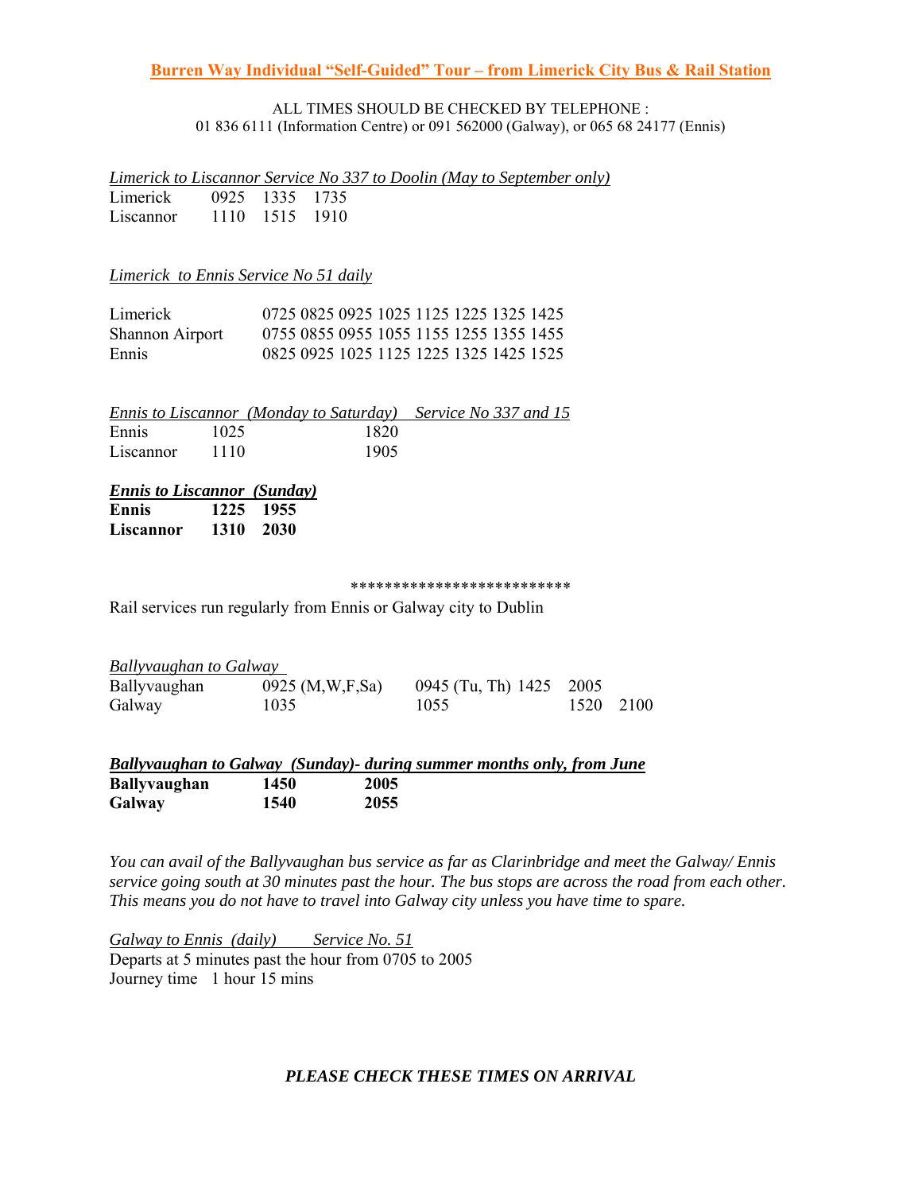## **Burren Way Individual "Self-Guided" Tour – from Limerick City Bus & Rail Station**

ALL TIMES SHOULD BE CHECKED BY TELEPHONE :
01 836 6111 (Information Centre) or 091 562000 (Galway), or 065 68 24177 (Ennis)

*Limerick to Liscannor Service No 337 to Doolin (May to September only)*

| | | | |
|---|---|---|---|
| Limerick | 0925 | 1335 | 1735 |
| Liscannor | 1110 | 1515 | 1910 |

*Limerick to Ennis Service No 51 daily*

| | | | | | | | | |
|---|---|---|---|---|---|---|---|---|
| Limerick | 0725 | 0825 | 0925 | 1025 | 1125 | 1225 | 1325 | 1425 |
| Shannon Airport | 0755 | 0855 | 0955 | 1055 | 1155 | 1255 | 1355 | 1455 |
| Ennis | 0825 | 0925 | 1025 | 1125 | 1225 | 1325 | 1425 | 1525 |

*Ennis to Liscannor (Monday to Saturday) Service No 337 and 15*

| | | |
|---|---|---|
| Ennis | 1025 | 1820 |
| Liscannor | 1110 | 1905 |

***Ennis to Liscannor (Sunday)***

| | | |
|---|---|---|
| **Ennis** | **1225** | **1955** |
| **Liscannor** | **1310** | **2030** |

**************************

Rail services run regularly from Ennis or Galway city to Dublin

*Ballyvaughan to Galway*

| | | | | |
|---|---|---|---|---|
| Ballyvaughan | 0925 (M,W,F,Sa) | 0945 (Tu, Th) | 1425 | 2005 |
| Galway | 1035 | 1055 | 1520 | 2100 |

***Ballyvaughan to Galway (Sunday)- during summer months only, from June***

| | | |
|---|---|---|
| **Ballyvaughan** | **1450** | **2005** |
| **Galway** | **1540** | **2055** |

*You can avail of the Ballyvaughan bus service as far as Clarinbridge and meet the Galway/ Ennis service going south at 30 minutes past the hour. The bus stops are across the road from each other. This means you do not have to travel into Galway city unless you have time to spare.*

*Galway to Ennis (daily) Service No. 51*
Departs at 5 minutes past the hour from 0705 to 2005
Journey time 1 hour 15 mins

***PLEASE CHECK THESE TIMES ON ARRIVAL***